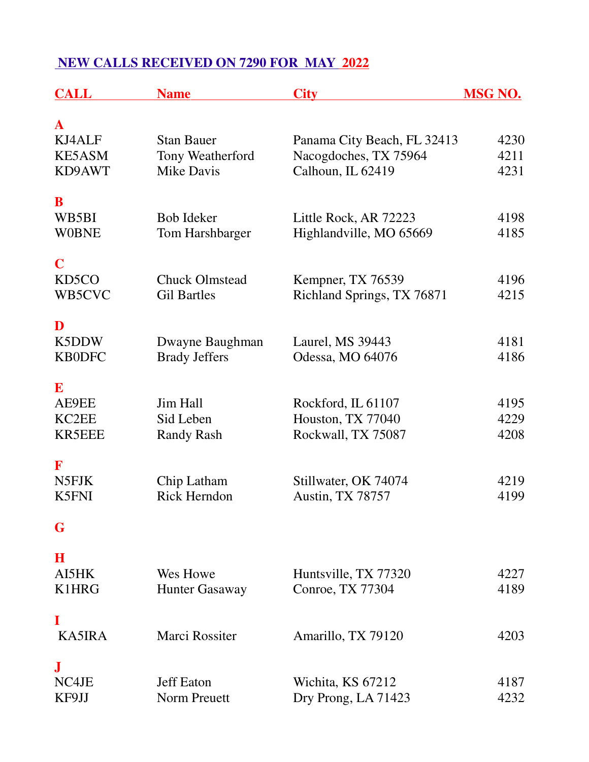# NEW CALLS RECEIVED ON 7290 FOR MAY 2022

| CALL | Name | City | MSG NO. |
|---|---|---|---|
| **A** | | | |
| KJ4ALF | Stan Bauer | Panama City Beach, FL 32413 | 4230 |
| KE5ASM | Tony Weatherford | Nacogdoches, TX 75964 | 4211 |
| KD9AWT | Mike Davis | Calhoun, IL 62419 | 4231 |
| **B** | | | |
| WB5BI | Bob Ideker | Little Rock, AR 72223 | 4198 |
| W0BNE | Tom Harshbarger | Highlandville, MO 65669 | 4185 |
| **C** | | | |
| KD5CO | Chuck Olmstead | Kempner, TX 76539 | 4196 |
| WB5CVC | Gil Bartles | Richland Springs, TX 76871 | 4215 |
| **D** | | | |
| K5DDW | Dwayne Baughman | Laurel, MS 39443 | 4181 |
| KB0DFC | Brady Jeffers | Odessa, MO 64076 | 4186 |
| **E** | | | |
| AE9EE | Jim Hall | Rockford, IL 61107 | 4195 |
| KC2EE | Sid Leben | Houston, TX 77040 | 4229 |
| KR5EEE | Randy Rash | Rockwall, TX 75087 | 4208 |
| **F** | | | |
| N5FJK | Chip Latham | Stillwater, OK 74074 | 4219 |
| K5FNI | Rick Herndon | Austin, TX 78757 | 4199 |
| **G** | | | |
| **H** | | | |
| AI5HK | Wes Howe | Huntsville, TX 77320 | 4227 |
| K1HRG | Hunter Gasaway | Conroe, TX 77304 | 4189 |
| **I** | | | |
| KA5IRA | Marci Rossiter | Amarillo, TX 79120 | 4203 |
| **J** | | | |
| NC4JE | Jeff Eaton | Wichita, KS 67212 | 4187 |
| KF9JJ | Norm Preuett | Dry Prong, LA 71423 | 4232 |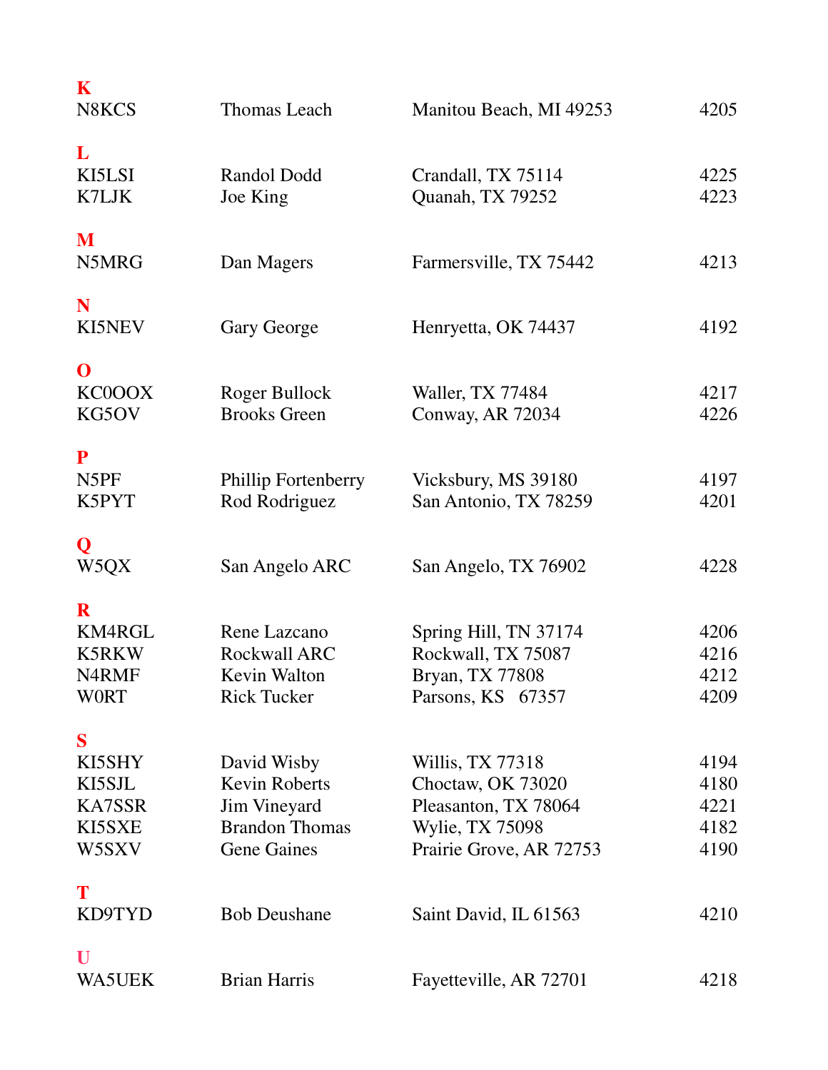**K**

| | | | |
|---|---|---|---|
| N8KCS | Thomas Leach | Manitou Beach, MI 49253 | 4205 |

**L**

| | | | |
|---|---|---|---|
| KI5LSI | Randol Dodd | Crandall, TX 75114 | 4225 |
| K7LJK | Joe King | Quanah, TX 79252 | 4223 |

**M**

| | | | |
|---|---|---|---|
| N5MRG | Dan Magers | Farmersville, TX 75442 | 4213 |

**N**

| | | | |
|---|---|---|---|
| KI5NEV | Gary George | Henryetta, OK 74437 | 4192 |

**O**

| | | | |
|---|---|---|---|
| KC0OOX | Roger Bullock | Waller, TX 77484 | 4217 |
| KG5OV | Brooks Green | Conway, AR 72034 | 4226 |

**P**

| | | | |
|---|---|---|---|
| N5PF | Phillip Fortenberry | Vicksbury, MS 39180 | 4197 |
| K5PYT | Rod Rodriguez | San Antonio, TX 78259 | 4201 |

**Q**

| | | | |
|---|---|---|---|
| W5QX | San Angelo ARC | San Angelo, TX 76902 | 4228 |

**R**

| | | | |
|---|---|---|---|
| KM4RGL | Rene Lazcano | Spring Hill, TN 37174 | 4206 |
| K5RKW | Rockwall ARC | Rockwall, TX 75087 | 4216 |
| N4RMF | Kevin Walton | Bryan, TX 77808 | 4212 |
| W0RT | Rick Tucker | Parsons, KS 67357 | 4209 |

**S**

| | | | |
|---|---|---|---|
| KI5SHY | David Wisby | Willis, TX 77318 | 4194 |
| KI5SJL | Kevin Roberts | Choctaw, OK 73020 | 4180 |
| KA7SSR | Jim Vineyard | Pleasanton, TX 78064 | 4221 |
| KI5SXE | Brandon Thomas | Wylie, TX 75098 | 4182 |
| W5SXV | Gene Gaines | Prairie Grove, AR 72753 | 4190 |

**T**

| | | | |
|---|---|---|---|
| KD9TYD | Bob Deushane | Saint David, IL 61563 | 4210 |

**U**

| | | | |
|---|---|---|---|
| WA5UEK | Brian Harris | Fayetteville, AR 72701 | 4218 |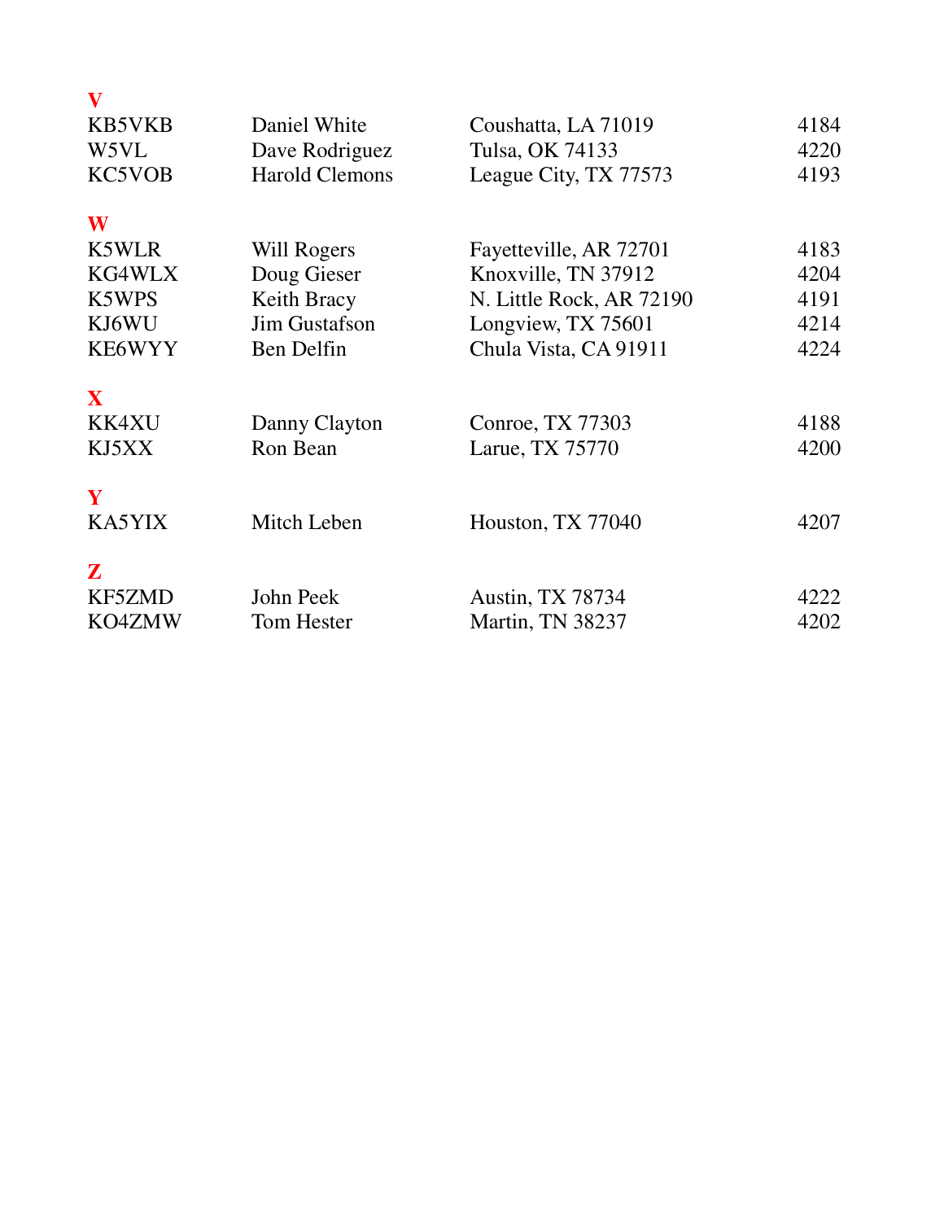**V**

| | | | |
|---|---|---|---|
| KB5VKB | Daniel White | Coushatta, LA 71019 | 4184 |
| W5VL | Dave Rodriguez | Tulsa, OK 74133 | 4220 |
| KC5VOB | Harold Clemons | League City, TX 77573 | 4193 |

**W**

| | | | |
|---|---|---|---|
| K5WLR | Will Rogers | Fayetteville, AR 72701 | 4183 |
| KG4WLX | Doug Gieser | Knoxville, TN 37912 | 4204 |
| K5WPS | Keith Bracy | N. Little Rock, AR 72190 | 4191 |
| KJ6WU | Jim Gustafson | Longview, TX 75601 | 4214 |
| KE6WYY | Ben Delfin | Chula Vista, CA 91911 | 4224 |

**X**

| | | | |
|---|---|---|---|
| KK4XU | Danny Clayton | Conroe, TX 77303 | 4188 |
| KJ5XX | Ron Bean | Larue, TX 75770 | 4200 |

**Y**

| | | | |
|---|---|---|---|
| KA5YIX | Mitch Leben | Houston, TX 77040 | 4207 |

**Z**

| | | | |
|---|---|---|---|
| KF5ZMD | John Peek | Austin, TX 78734 | 4222 |
| KO4ZMW | Tom Hester | Martin, TN 38237 | 4202 |